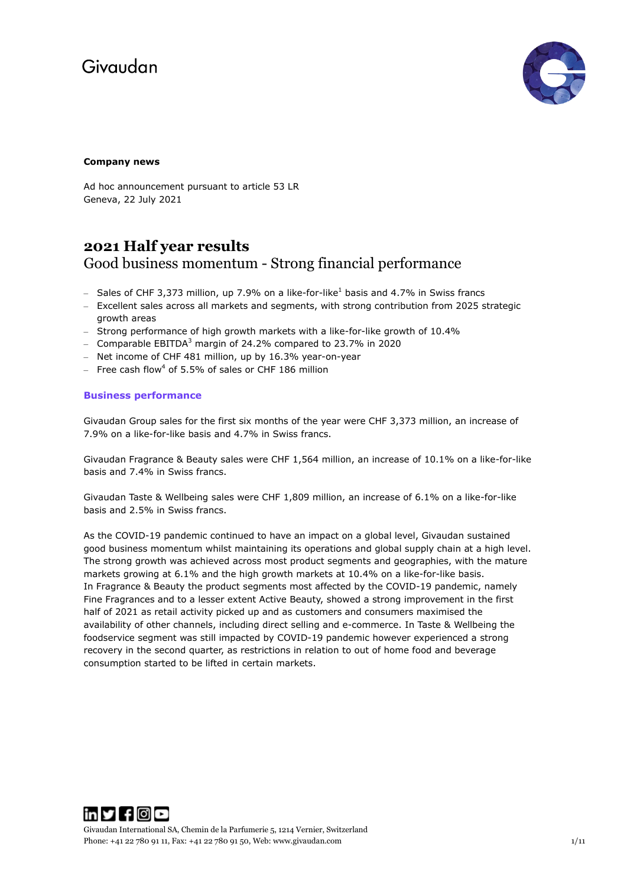Givaudan

**Company news**

Ad hoc announcement pursuant to article 53 LR
Geneva, 22 July 2021

# 2021 Half year results

## Good business momentum - Strong financial performance

- Sales of CHF 3,373 million, up 7.9% on a like-for-like[1] basis and 4.7% in Swiss francs
- Excellent sales across all markets and segments, with strong contribution from 2025 strategic growth areas
- Strong performance of high growth markets with a like-for-like growth of 10.4%
- Comparable EBITDA[3] margin of 24.2% compared to 23.7% in 2020
- Net income of CHF 481 million, up by 16.3% year-on-year
- Free cash flow[4] of 5.5% of sales or CHF 186 million

### Business performance

Givaudan Group sales for the first six months of the year were CHF 3,373 million, an increase of 7.9% on a like-for-like basis and 4.7% in Swiss francs.

Givaudan Fragrance & Beauty sales were CHF 1,564 million, an increase of 10.1% on a like-for-like basis and 7.4% in Swiss francs.

Givaudan Taste & Wellbeing sales were CHF 1,809 million, an increase of 6.1% on a like-for-like basis and 2.5% in Swiss francs.

As the COVID-19 pandemic continued to have an impact on a global level, Givaudan sustained good business momentum whilst maintaining its operations and global supply chain at a high level. The strong growth was achieved across most product segments and geographies, with the mature markets growing at 6.1% and the high growth markets at 10.4% on a like-for-like basis. In Fragrance & Beauty the product segments most affected by the COVID-19 pandemic, namely Fine Fragrances and to a lesser extent Active Beauty, showed a strong improvement in the first half of 2021 as retail activity picked up and as customers and consumers maximised the availability of other channels, including direct selling and e-commerce. In Taste & Wellbeing the foodservice segment was still impacted by COVID-19 pandemic however experienced a strong recovery in the second quarter, as restrictions in relation to out of home food and beverage consumption started to be lifted in certain markets.

Givaudan International SA, Chemin de la Parfumerie 5, 1214 Vernier, Switzerland
Phone: +41 22 780 91 11, Fax: +41 22 780 91 50, Web: www.givaudan.com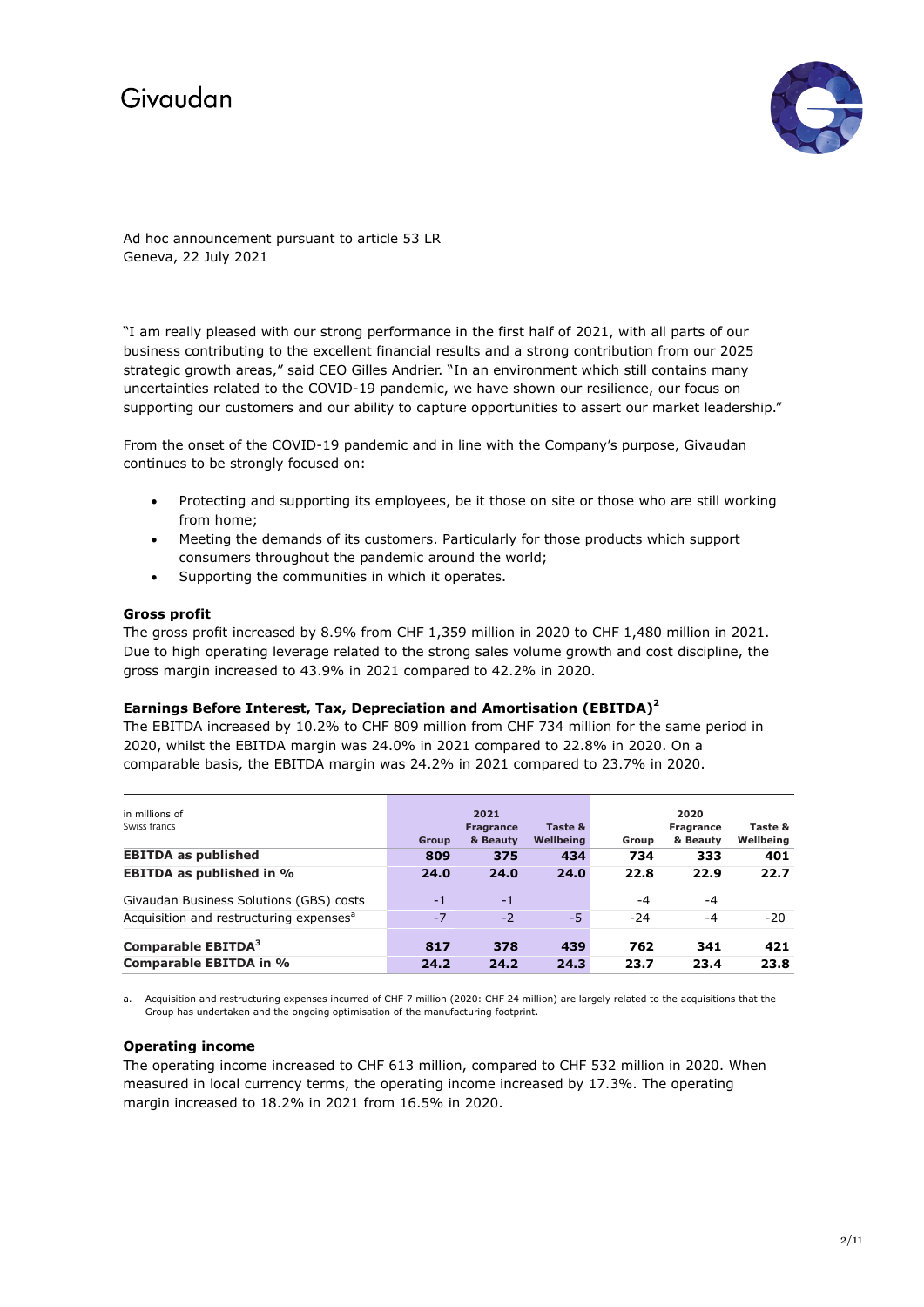Givaudan

Ad hoc announcement pursuant to article 53 LR
Geneva, 22 July 2021

"I am really pleased with our strong performance in the first half of 2021, with all parts of our business contributing to the excellent financial results and a strong contribution from our 2025 strategic growth areas," said CEO Gilles Andrier. "In an environment which still contains many uncertainties related to the COVID-19 pandemic, we have shown our resilience, our focus on supporting our customers and our ability to capture opportunities to assert our market leadership."

From the onset of the COVID-19 pandemic and in line with the Company's purpose, Givaudan continues to be strongly focused on:

- Protecting and supporting its employees, be it those on site or those who are still working from home;
- Meeting the demands of its customers. Particularly for those products which support consumers throughout the pandemic around the world;
- Supporting the communities in which it operates.

### Gross profit

The gross profit increased by 8.9% from CHF 1,359 million in 2020 to CHF 1,480 million in 2021. Due to high operating leverage related to the strong sales volume growth and cost discipline, the gross margin increased to 43.9% in 2021 compared to 42.2% in 2020.

### Earnings Before Interest, Tax, Depreciation and Amortisation (EBITDA)[2]

The EBITDA increased by 10.2% to CHF 809 million from CHF 734 million for the same period in 2020, whilst the EBITDA margin was 24.0% in 2021 compared to 22.8% in 2020. On a comparable basis, the EBITDA margin was 24.2% in 2021 compared to 23.7% in 2020.

| in millions of Swiss francs | 2021 Group | 2021 Fragrance & Beauty | 2021 Taste & Wellbeing | 2020 Group | 2020 Fragrance & Beauty | 2020 Taste & Wellbeing |
|---|---|---|---|---|---|---|
| **EBITDA as published** | **809** | **375** | **434** | **734** | **333** | **401** |
| **EBITDA as published in %** | **24.0** | **24.0** | **24.0** | **22.8** | **22.9** | **22.7** |
| Givaudan Business Solutions (GBS) costs | -1 | -1 | | -4 | -4 | |
| Acquisition and restructuring expenses[a] | -7 | -2 | -5 | -24 | -4 | -20 |
| **Comparable EBITDA[3]** | **817** | **378** | **439** | **762** | **341** | **421** |
| **Comparable EBITDA in %** | **24.2** | **24.2** | **24.3** | **23.7** | **23.4** | **23.8** |

a. Acquisition and restructuring expenses incurred of CHF 7 million (2020: CHF 24 million) are largely related to the acquisitions that the Group has undertaken and the ongoing optimisation of the manufacturing footprint.

### Operating income

The operating income increased to CHF 613 million, compared to CHF 532 million in 2020. When measured in local currency terms, the operating income increased by 17.3%. The operating margin increased to 18.2% in 2021 from 16.5% in 2020.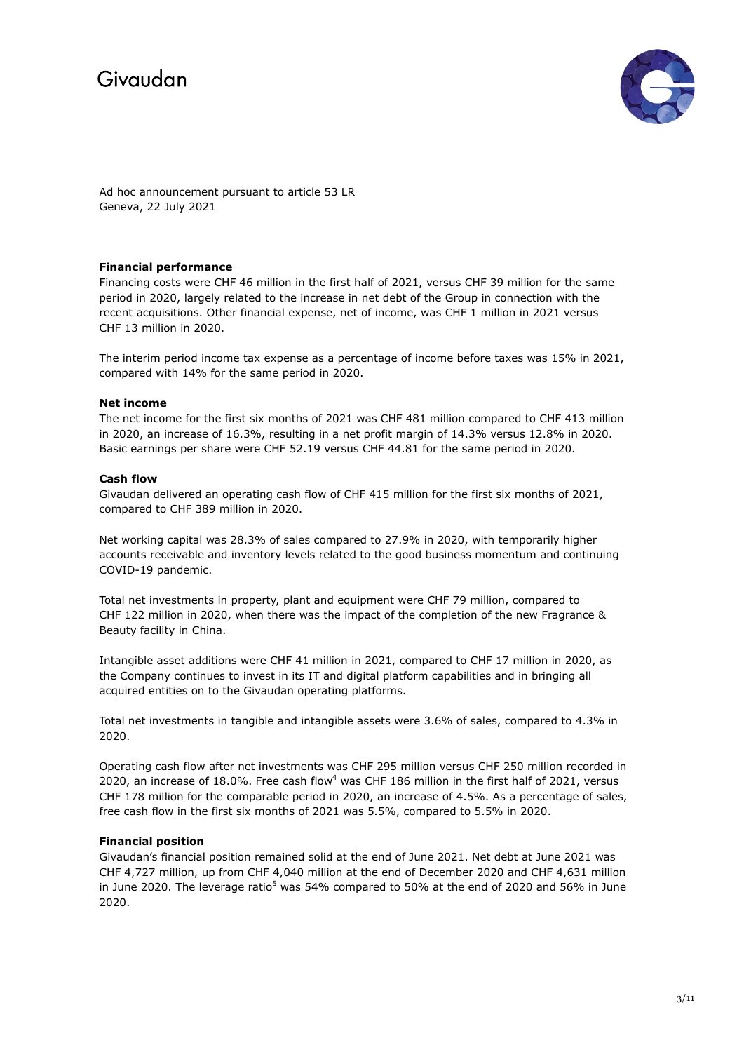Ad hoc announcement pursuant to article 53 LR
Geneva, 22 July 2021

**Financial performance**

Financing costs were CHF 46 million in the first half of 2021, versus CHF 39 million for the same period in 2020, largely related to the increase in net debt of the Group in connection with the recent acquisitions. Other financial expense, net of income, was CHF 1 million in 2021 versus CHF 13 million in 2020.

The interim period income tax expense as a percentage of income before taxes was 15% in 2021, compared with 14% for the same period in 2020.

**Net income**

The net income for the first six months of 2021 was CHF 481 million compared to CHF 413 million in 2020, an increase of 16.3%, resulting in a net profit margin of 14.3% versus 12.8% in 2020. Basic earnings per share were CHF 52.19 versus CHF 44.81 for the same period in 2020.

**Cash flow**

Givaudan delivered an operating cash flow of CHF 415 million for the first six months of 2021, compared to CHF 389 million in 2020.

Net working capital was 28.3% of sales compared to 27.9% in 2020, with temporarily higher accounts receivable and inventory levels related to the good business momentum and continuing COVID-19 pandemic.

Total net investments in property, plant and equipment were CHF 79 million, compared to CHF 122 million in 2020, when there was the impact of the completion of the new Fragrance & Beauty facility in China.

Intangible asset additions were CHF 41 million in 2021, compared to CHF 17 million in 2020, as the Company continues to invest in its IT and digital platform capabilities and in bringing all acquired entities on to the Givaudan operating platforms.

Total net investments in tangible and intangible assets were 3.6% of sales, compared to 4.3% in 2020.

Operating cash flow after net investments was CHF 295 million versus CHF 250 million recorded in 2020, an increase of 18.0%. Free cash flow[4] was CHF 186 million in the first half of 2021, versus CHF 178 million for the comparable period in 2020, an increase of 4.5%. As a percentage of sales, free cash flow in the first six months of 2021 was 5.5%, compared to 5.5% in 2020.

**Financial position**

Givaudan's financial position remained solid at the end of June 2021. Net debt at June 2021 was CHF 4,727 million, up from CHF 4,040 million at the end of December 2020 and CHF 4,631 million in June 2020. The leverage ratio[5] was 54% compared to 50% at the end of 2020 and 56% in June 2020.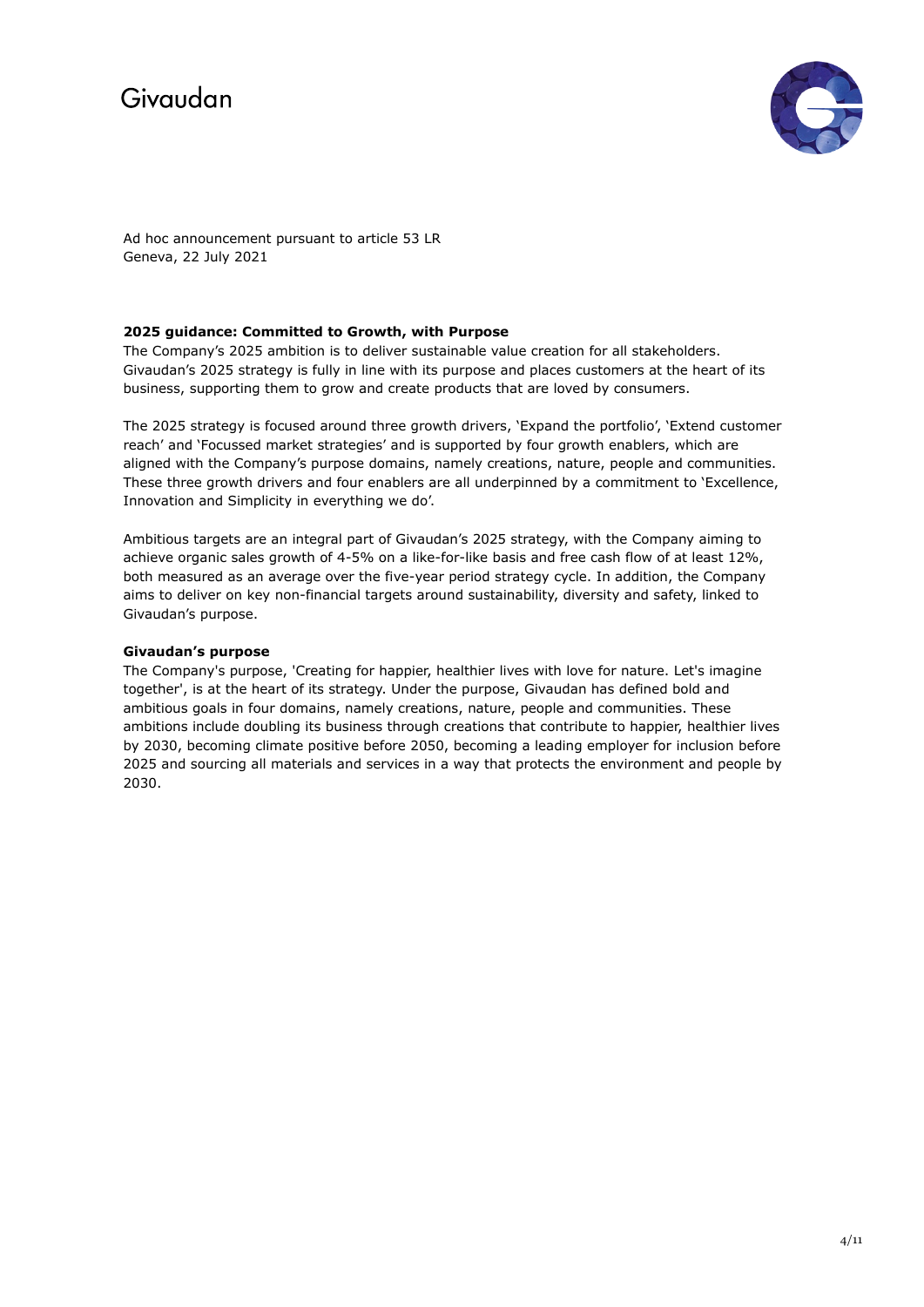Ad hoc announcement pursuant to article 53 LR
Geneva, 22 July 2021

**2025 guidance: Committed to Growth, with Purpose**

The Company's 2025 ambition is to deliver sustainable value creation for all stakeholders. Givaudan's 2025 strategy is fully in line with its purpose and places customers at the heart of its business, supporting them to grow and create products that are loved by consumers.

The 2025 strategy is focused around three growth drivers, 'Expand the portfolio', 'Extend customer reach' and 'Focussed market strategies' and is supported by four growth enablers, which are aligned with the Company's purpose domains, namely creations, nature, people and communities. These three growth drivers and four enablers are all underpinned by a commitment to 'Excellence, Innovation and Simplicity in everything we do'.

Ambitious targets are an integral part of Givaudan's 2025 strategy, with the Company aiming to achieve organic sales growth of 4-5% on a like-for-like basis and free cash flow of at least 12%, both measured as an average over the five-year period strategy cycle. In addition, the Company aims to deliver on key non-financial targets around sustainability, diversity and safety, linked to Givaudan's purpose.

**Givaudan's purpose**

The Company's purpose, 'Creating for happier, healthier lives with love for nature. Let's imagine together', is at the heart of its strategy. Under the purpose, Givaudan has defined bold and ambitious goals in four domains, namely creations, nature, people and communities. These ambitions include doubling its business through creations that contribute to happier, healthier lives by 2030, becoming climate positive before 2050, becoming a leading employer for inclusion before 2025 and sourcing all materials and services in a way that protects the environment and people by 2030.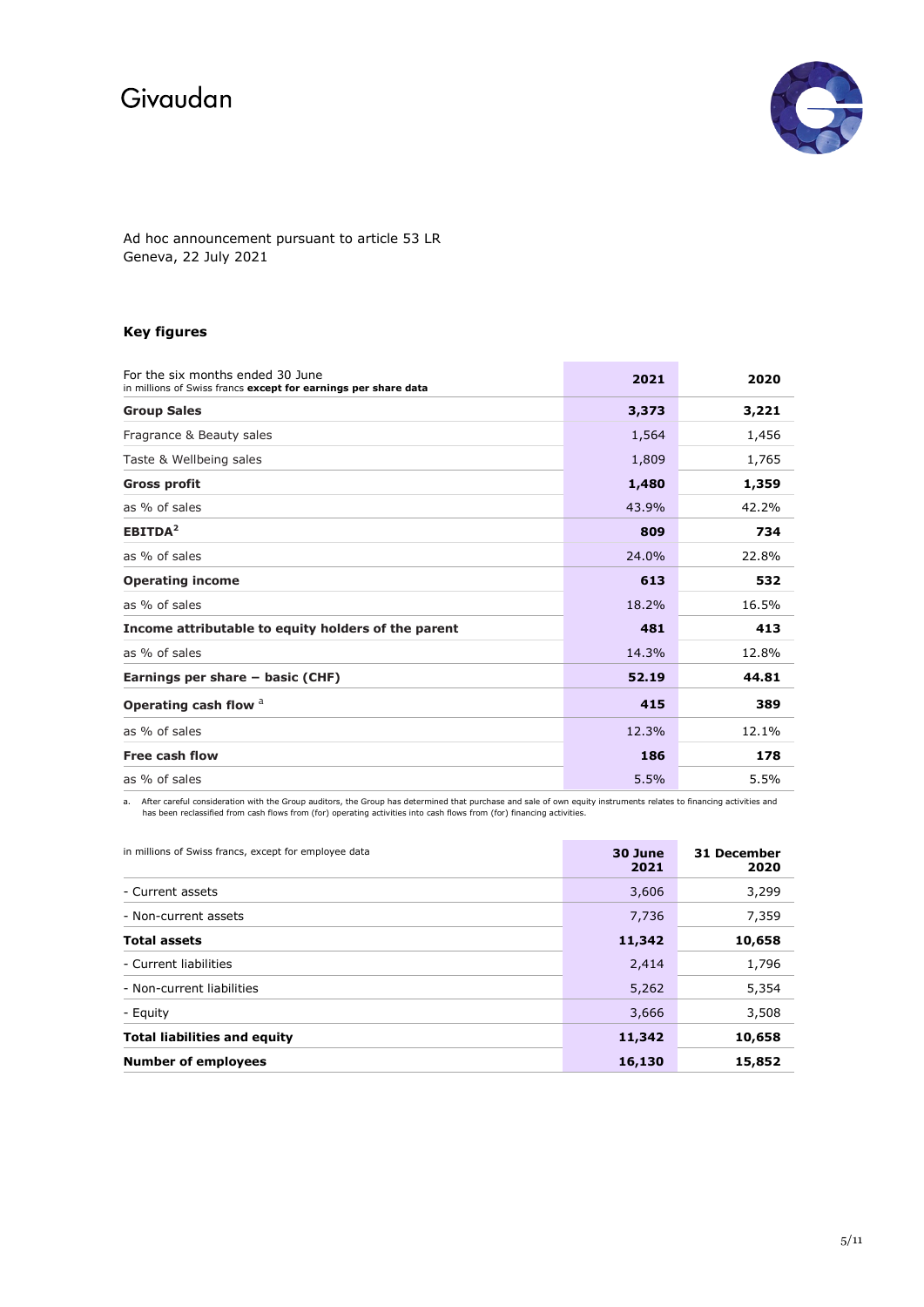Givaudan

Ad hoc announcement pursuant to article 53 LR
Geneva, 22 July 2021

### Key figures

| For the six months ended 30 June<br>in millions of Swiss francs **except for earnings per share data** | 2021 | 2020 |
|---|---|---|
| **Group Sales** | **3,373** | **3,221** |
| Fragrance & Beauty sales | 1,564 | 1,456 |
| Taste & Wellbeing sales | 1,809 | 1,765 |
| **Gross profit** | **1,480** | **1,359** |
| as % of sales | 43.9% | 42.2% |
| **EBITDA**[2] | **809** | **734** |
| as % of sales | 24.0% | 22.8% |
| **Operating income** | **613** | **532** |
| as % of sales | 18.2% | 16.5% |
| **Income attributable to equity holders of the parent** | **481** | **413** |
| as % of sales | 14.3% | 12.8% |
| **Earnings per share – basic (CHF)** | **52.19** | **44.81** |
| **Operating cash flow** [a] | **415** | **389** |
| as % of sales | 12.3% | 12.1% |
| **Free cash flow** | **186** | **178** |
| as % of sales | 5.5% | 5.5% |

a. After careful consideration with the Group auditors, the Group has determined that purchase and sale of own equity instruments relates to financing activities and has been reclassified from cash flows from (for) operating activities into cash flows from (for) financing activities.

| in millions of Swiss francs, except for employee data | 30 June 2021 | 31 December 2020 |
|---|---|---|
| - Current assets | 3,606 | 3,299 |
| - Non-current assets | 7,736 | 7,359 |
| **Total assets** | **11,342** | **10,658** |
| - Current liabilities | 2,414 | 1,796 |
| - Non-current liabilities | 5,262 | 5,354 |
| - Equity | 3,666 | 3,508 |
| **Total liabilities and equity** | **11,342** | **10,658** |
| **Number of employees** | **16,130** | **15,852** |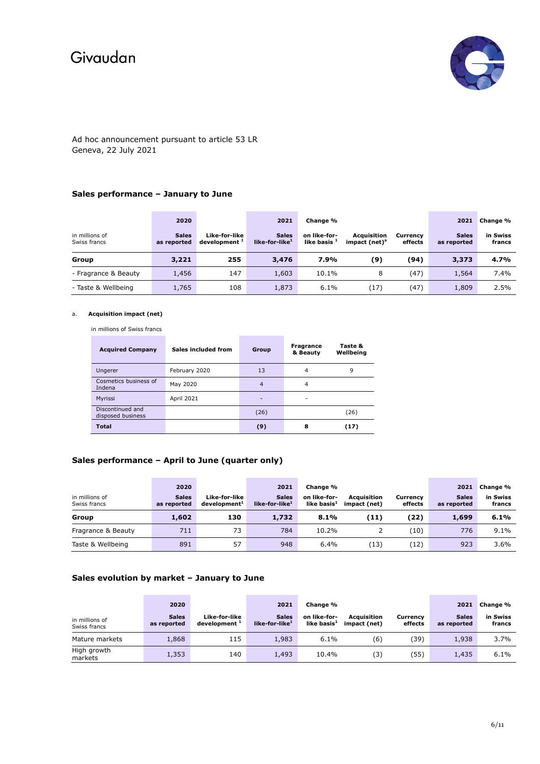Givaudan

Ad hoc announcement pursuant to article 53 LR
Geneva, 22 July 2021

### Sales performance – January to June

| in millions of Swiss francs | 2020 Sales as reported | Like-for-like development [1] | 2021 Sales like-for-like[1] | Change % on like-for-like basis [1] | Acquisition impact (net)[a] | Currency effects | 2021 Sales as reported | Change % in Swiss francs |
|---|---|---|---|---|---|---|---|---|
| **Group** | **3,221** | **255** | **3,476** | **7.9%** | **(9)** | **(94)** | **3,373** | **4.7%** |
| - Fragrance & Beauty | 1,456 | 147 | 1,603 | 10.1% | 8 | (47) | 1,564 | 7.4% |
| - Taste & Wellbeing | 1,765 | 108 | 1,873 | 6.1% | (17) | (47) | 1,809 | 2.5% |

a. **Acquisition impact (net)**

in millions of Swiss francs

| Acquired Company | Sales included from | Group | Fragrance & Beauty | Taste & Wellbeing |
|---|---|---|---|---|
| Ungerer | February 2020 | 13 | 4 | 9 |
| Cosmetics business of Indena | May 2020 | 4 | 4 | |
| Myrissi | April 2021 | - | - | |
| Discontinued and disposed business | | (26) | | (26) |
| **Total** | | **(9)** | **8** | **(17)** |

### Sales performance – April to June (quarter only)

| in millions of Swiss francs | 2020 Sales as reported | Like-for-like development[1] | 2021 Sales like-for-like[1] | Change % on like-for-like basis[1] | Acquisition impact (net) | Currency effects | 2021 Sales as reported | Change % in Swiss francs |
|---|---|---|---|---|---|---|---|---|
| **Group** | **1,602** | **130** | **1,732** | **8.1%** | **(11)** | **(22)** | **1,699** | **6.1%** |
| Fragrance & Beauty | 711 | 73 | 784 | 10.2% | 2 | (10) | 776 | 9.1% |
| Taste & Wellbeing | 891 | 57 | 948 | 6.4% | (13) | (12) | 923 | 3.6% |

### Sales evolution by market – January to June

| in millions of Swiss francs | 2020 Sales as reported | Like-for-like development [1] | 2021 Sales like-for-like[1] | Change % on like-for-like basis[1] | Acquisition impact (net) | Currency effects | 2021 Sales as reported | Change % in Swiss francs |
|---|---|---|---|---|---|---|---|---|
| Mature markets | 1,868 | 115 | 1,983 | 6.1% | (6) | (39) | 1,938 | 3.7% |
| High growth markets | 1,353 | 140 | 1,493 | 10.4% | (3) | (55) | 1,435 | 6.1% |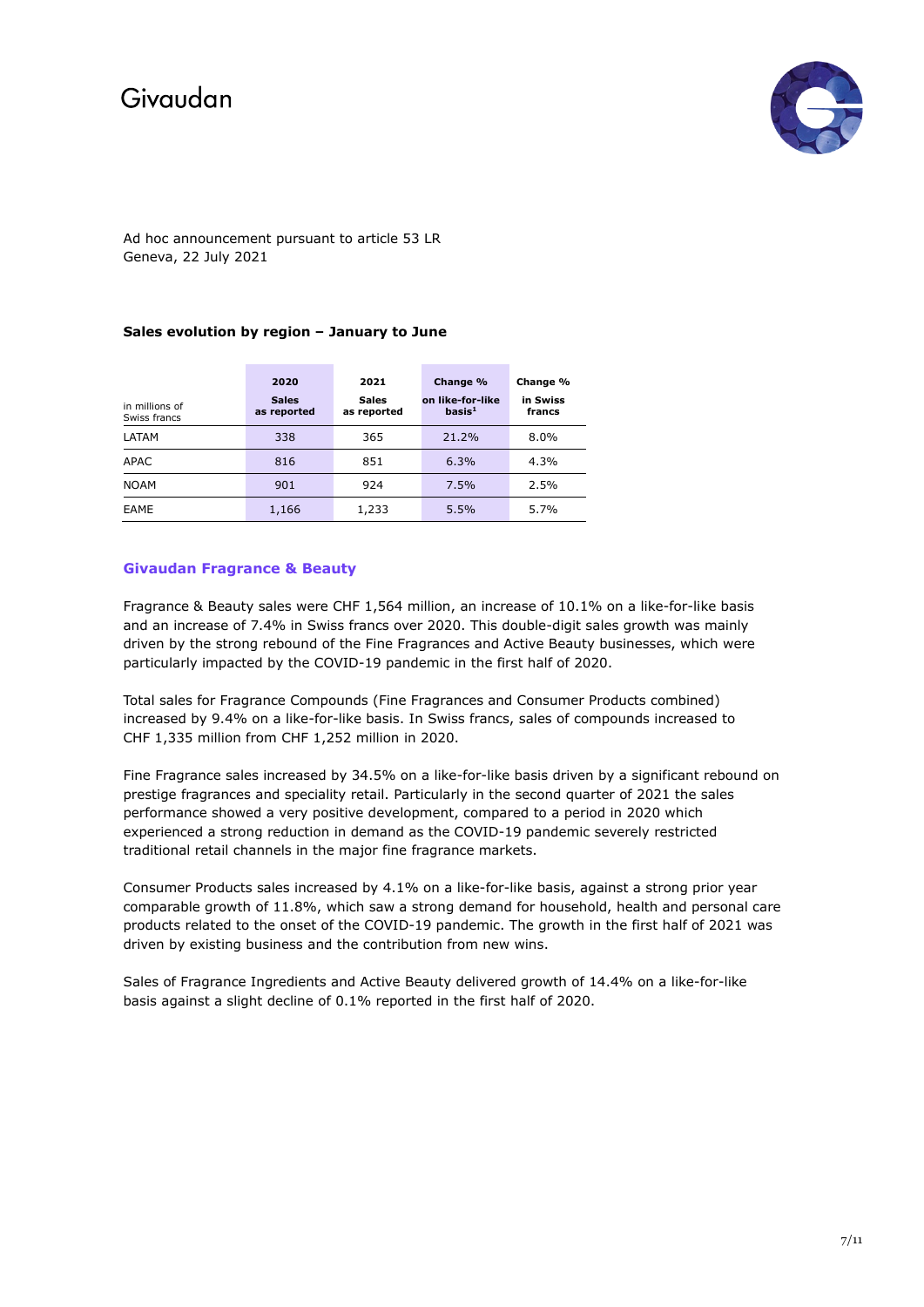Ad hoc announcement pursuant to article 53 LR
Geneva, 22 July 2021

**Sales evolution by region – January to June**

| in millions of Swiss francs | 2020 Sales as reported | 2021 Sales as reported | Change % on like-for-like basis[1] | Change % in Swiss francs |
|---|---|---|---|---|
| LATAM | 338 | 365 | 21.2% | 8.0% |
| APAC | 816 | 851 | 6.3% | 4.3% |
| NOAM | 901 | 924 | 7.5% | 2.5% |
| EAME | 1,166 | 1,233 | 5.5% | 5.7% |

## Givaudan Fragrance & Beauty

Fragrance & Beauty sales were CHF 1,564 million, an increase of 10.1% on a like-for-like basis and an increase of 7.4% in Swiss francs over 2020. This double-digit sales growth was mainly driven by the strong rebound of the Fine Fragrances and Active Beauty businesses, which were particularly impacted by the COVID-19 pandemic in the first half of 2020.

Total sales for Fragrance Compounds (Fine Fragrances and Consumer Products combined) increased by 9.4% on a like-for-like basis. In Swiss francs, sales of compounds increased to CHF 1,335 million from CHF 1,252 million in 2020.

Fine Fragrance sales increased by 34.5% on a like-for-like basis driven by a significant rebound on prestige fragrances and speciality retail. Particularly in the second quarter of 2021 the sales performance showed a very positive development, compared to a period in 2020 which experienced a strong reduction in demand as the COVID-19 pandemic severely restricted traditional retail channels in the major fine fragrance markets.

Consumer Products sales increased by 4.1% on a like-for-like basis, against a strong prior year comparable growth of 11.8%, which saw a strong demand for household, health and personal care products related to the onset of the COVID-19 pandemic. The growth in the first half of 2021 was driven by existing business and the contribution from new wins.

Sales of Fragrance Ingredients and Active Beauty delivered growth of 14.4% on a like-for-like basis against a slight decline of 0.1% reported in the first half of 2020.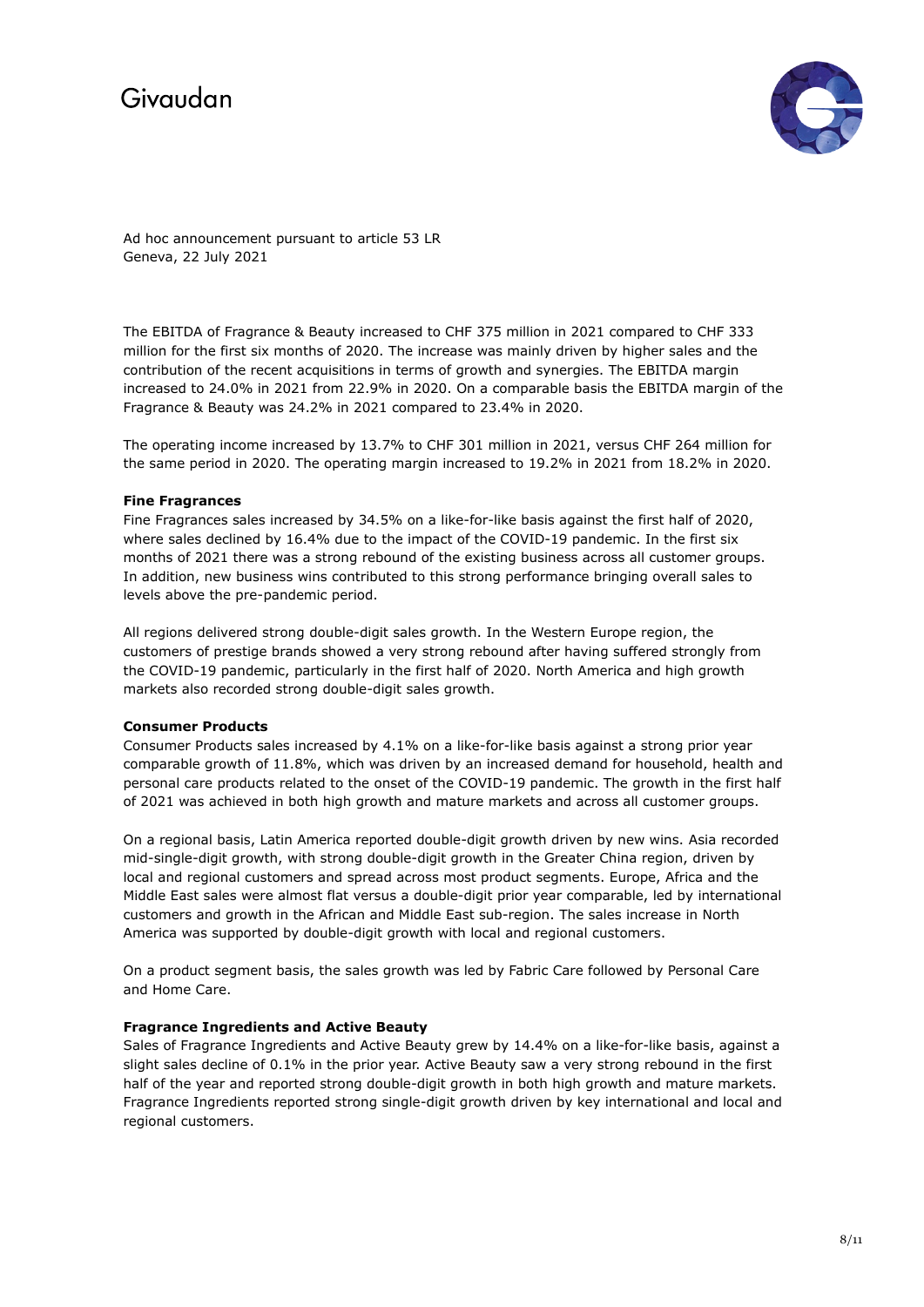Ad hoc announcement pursuant to article 53 LR
Geneva, 22 July 2021

The EBITDA of Fragrance & Beauty increased to CHF 375 million in 2021 compared to CHF 333 million for the first six months of 2020. The increase was mainly driven by higher sales and the contribution of the recent acquisitions in terms of growth and synergies. The EBITDA margin increased to 24.0% in 2021 from 22.9% in 2020. On a comparable basis the EBITDA margin of the Fragrance & Beauty was 24.2% in 2021 compared to 23.4% in 2020.

The operating income increased by 13.7% to CHF 301 million in 2021, versus CHF 264 million for the same period in 2020. The operating margin increased to 19.2% in 2021 from 18.2% in 2020.

**Fine Fragrances**
Fine Fragrances sales increased by 34.5% on a like-for-like basis against the first half of 2020, where sales declined by 16.4% due to the impact of the COVID-19 pandemic. In the first six months of 2021 there was a strong rebound of the existing business across all customer groups. In addition, new business wins contributed to this strong performance bringing overall sales to levels above the pre-pandemic period.

All regions delivered strong double-digit sales growth. In the Western Europe region, the customers of prestige brands showed a very strong rebound after having suffered strongly from the COVID-19 pandemic, particularly in the first half of 2020. North America and high growth markets also recorded strong double-digit sales growth.

**Consumer Products**
Consumer Products sales increased by 4.1% on a like-for-like basis against a strong prior year comparable growth of 11.8%, which was driven by an increased demand for household, health and personal care products related to the onset of the COVID-19 pandemic. The growth in the first half of 2021 was achieved in both high growth and mature markets and across all customer groups.

On a regional basis, Latin America reported double-digit growth driven by new wins. Asia recorded mid-single-digit growth, with strong double-digit growth in the Greater China region, driven by local and regional customers and spread across most product segments. Europe, Africa and the Middle East sales were almost flat versus a double-digit prior year comparable, led by international customers and growth in the African and Middle East sub-region. The sales increase in North America was supported by double-digit growth with local and regional customers.

On a product segment basis, the sales growth was led by Fabric Care followed by Personal Care and Home Care.

**Fragrance Ingredients and Active Beauty**
Sales of Fragrance Ingredients and Active Beauty grew by 14.4% on a like-for-like basis, against a slight sales decline of 0.1% in the prior year. Active Beauty saw a very strong rebound in the first half of the year and reported strong double-digit growth in both high growth and mature markets. Fragrance Ingredients reported strong single-digit growth driven by key international and local and regional customers.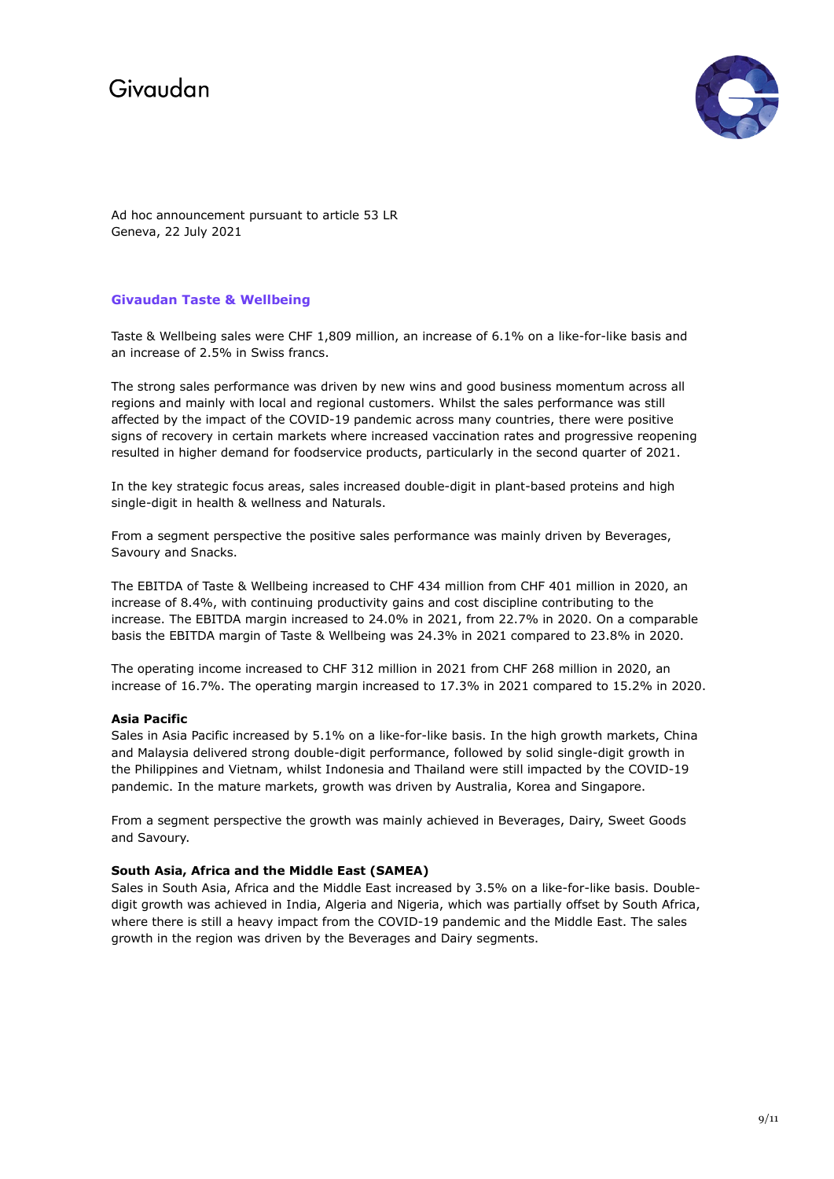Ad hoc announcement pursuant to article 53 LR
Geneva, 22 July 2021

## Givaudan Taste & Wellbeing

Taste & Wellbeing sales were CHF 1,809 million, an increase of 6.1% on a like-for-like basis and an increase of 2.5% in Swiss francs.

The strong sales performance was driven by new wins and good business momentum across all regions and mainly with local and regional customers. Whilst the sales performance was still affected by the impact of the COVID-19 pandemic across many countries, there were positive signs of recovery in certain markets where increased vaccination rates and progressive reopening resulted in higher demand for foodservice products, particularly in the second quarter of 2021.

In the key strategic focus areas, sales increased double-digit in plant-based proteins and high single-digit in health & wellness and Naturals.

From a segment perspective the positive sales performance was mainly driven by Beverages, Savoury and Snacks.

The EBITDA of Taste & Wellbeing increased to CHF 434 million from CHF 401 million in 2020, an increase of 8.4%, with continuing productivity gains and cost discipline contributing to the increase. The EBITDA margin increased to 24.0% in 2021, from 22.7% in 2020. On a comparable basis the EBITDA margin of Taste & Wellbeing was 24.3% in 2021 compared to 23.8% in 2020.

The operating income increased to CHF 312 million in 2021 from CHF 268 million in 2020, an increase of 16.7%. The operating margin increased to 17.3% in 2021 compared to 15.2% in 2020.

**Asia Pacific**
Sales in Asia Pacific increased by 5.1% on a like-for-like basis. In the high growth markets, China and Malaysia delivered strong double-digit performance, followed by solid single-digit growth in the Philippines and Vietnam, whilst Indonesia and Thailand were still impacted by the COVID-19 pandemic. In the mature markets, growth was driven by Australia, Korea and Singapore.

From a segment perspective the growth was mainly achieved in Beverages, Dairy, Sweet Goods and Savoury.

**South Asia, Africa and the Middle East (SAMEA)**
Sales in South Asia, Africa and the Middle East increased by 3.5% on a like-for-like basis. Double-digit growth was achieved in India, Algeria and Nigeria, which was partially offset by South Africa, where there is still a heavy impact from the COVID-19 pandemic and the Middle East. The sales growth in the region was driven by the Beverages and Dairy segments.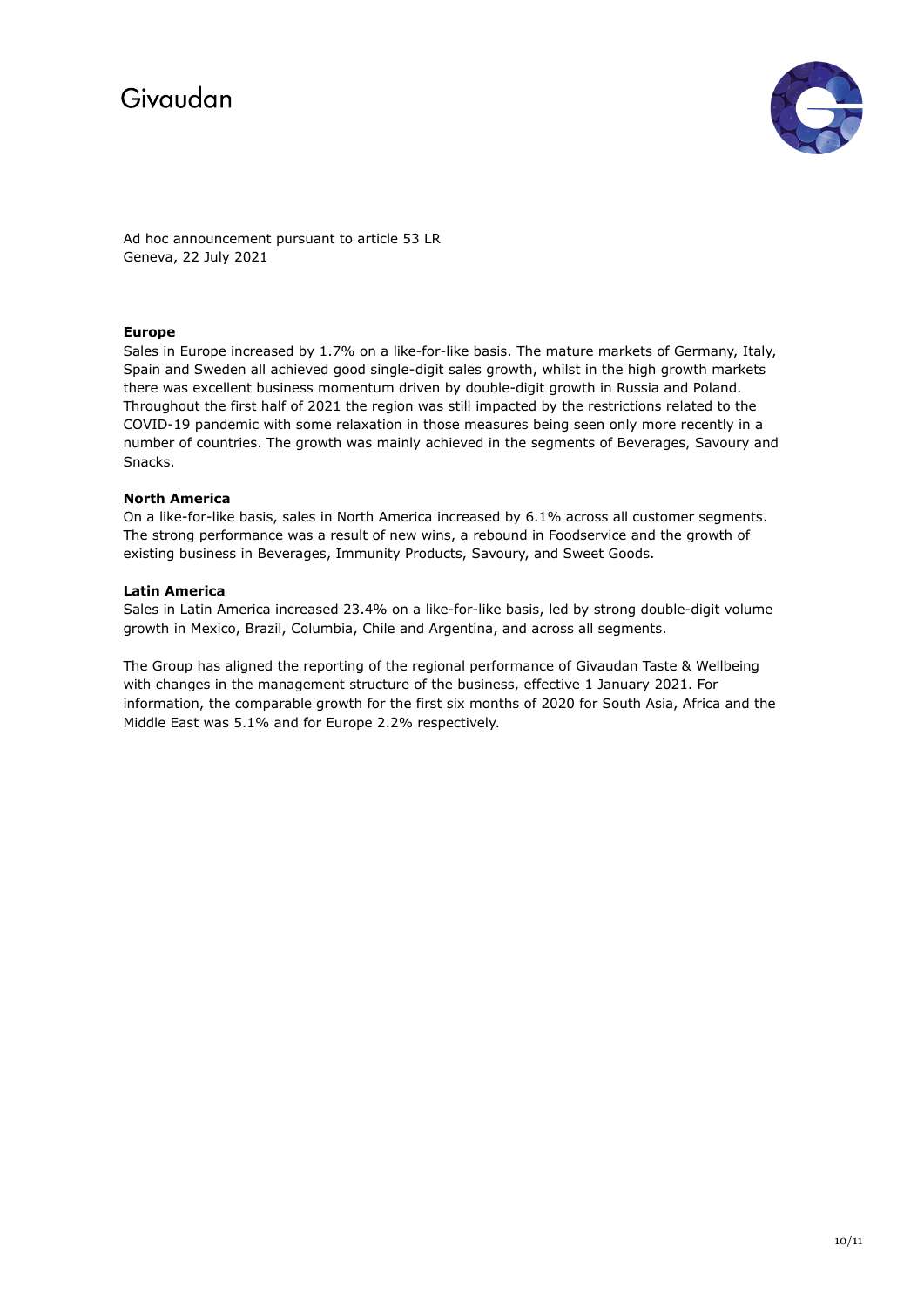Ad hoc announcement pursuant to article 53 LR
Geneva, 22 July 2021

**Europe**

Sales in Europe increased by 1.7% on a like-for-like basis. The mature markets of Germany, Italy, Spain and Sweden all achieved good single-digit sales growth, whilst in the high growth markets there was excellent business momentum driven by double-digit growth in Russia and Poland. Throughout the first half of 2021 the region was still impacted by the restrictions related to the COVID-19 pandemic with some relaxation in those measures being seen only more recently in a number of countries. The growth was mainly achieved in the segments of Beverages, Savoury and Snacks.

**North America**

On a like-for-like basis, sales in North America increased by 6.1% across all customer segments. The strong performance was a result of new wins, a rebound in Foodservice and the growth of existing business in Beverages, Immunity Products, Savoury, and Sweet Goods.

**Latin America**

Sales in Latin America increased 23.4% on a like-for-like basis, led by strong double-digit volume growth in Mexico, Brazil, Columbia, Chile and Argentina, and across all segments.

The Group has aligned the reporting of the regional performance of Givaudan Taste & Wellbeing with changes in the management structure of the business, effective 1 January 2021. For information, the comparable growth for the first six months of 2020 for South Asia, Africa and the Middle East was 5.1% and for Europe 2.2% respectively.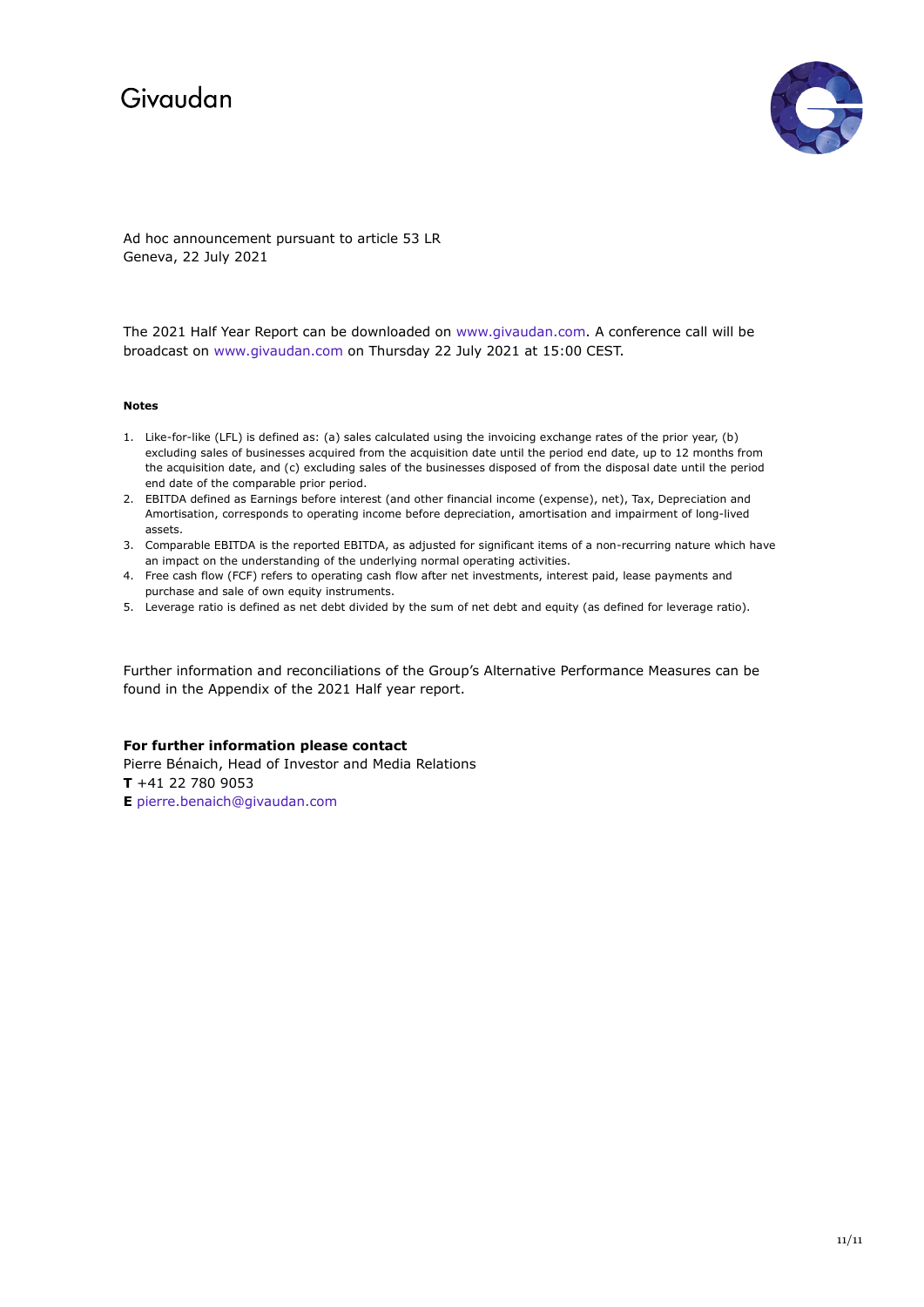Ad hoc announcement pursuant to article 53 LR
Geneva, 22 July 2021

The 2021 Half Year Report can be downloaded on www.givaudan.com. A conference call will be broadcast on www.givaudan.com on Thursday 22 July 2021 at 15:00 CEST.

**Notes**

1. Like-for-like (LFL) is defined as: (a) sales calculated using the invoicing exchange rates of the prior year, (b) excluding sales of businesses acquired from the acquisition date until the period end date, up to 12 months from the acquisition date, and (c) excluding sales of the businesses disposed of from the disposal date until the period end date of the comparable prior period.
2. EBITDA defined as Earnings before interest (and other financial income (expense), net), Tax, Depreciation and Amortisation, corresponds to operating income before depreciation, amortisation and impairment of long-lived assets.
3. Comparable EBITDA is the reported EBITDA, as adjusted for significant items of a non-recurring nature which have an impact on the understanding of the underlying normal operating activities.
4. Free cash flow (FCF) refers to operating cash flow after net investments, interest paid, lease payments and purchase and sale of own equity instruments.
5. Leverage ratio is defined as net debt divided by the sum of net debt and equity (as defined for leverage ratio).

Further information and reconciliations of the Group's Alternative Performance Measures can be found in the Appendix of the 2021 Half year report.

**For further information please contact**
Pierre Bénaich, Head of Investor and Media Relations
**T** +41 22 780 9053
**E** pierre.benaich@givaudan.com